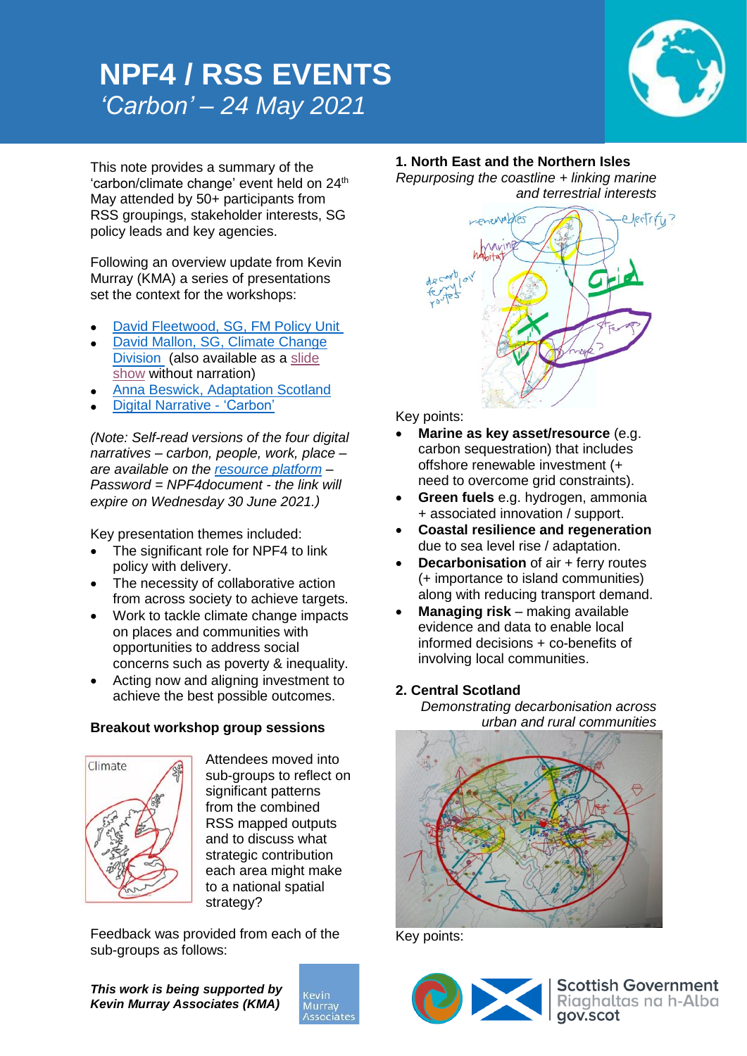# NPF4 / RSS EVENTS

## *'Carbon' – 24 May 2021*

This note provides a summary of the 'carbon/climate change' event held on 24th May attended by 50+ participants from RSS groupings, stakeholder interests, SG policy leads and key agencies.

Following an overview update from Kevin Murray (KMA) a series of presentations set the context for the workshops:

- David Fleetwood, SG, FM Policy Unit
- David Mallon, SG, Climate Change Division (also available as a slide show without narration)
- Anna Beswick, Adaptation Scotland
- Digital Narrative - 'Carbon'

*(Note: Self-read versions of the four digital narratives – carbon, people, work, place – are available on the resource platform – Password = NPF4document - the link will expire on Wednesday 30 June 2021.)*

Key presentation themes included:

- The significant role for NPF4 to link policy with delivery.
- The necessity of collaborative action from across society to achieve targets.
- Work to tackle climate change impacts on places and communities with opportunities to address social concerns such as poverty & inequality.
- Acting now and aligning investment to achieve the best possible outcomes.

### Breakout workshop group sessions

Attendees moved into sub-groups to reflect on significant patterns from the combined RSS mapped outputs and to discuss what strategic contribution each area might make to a national spatial strategy?

Feedback was provided from each of the sub-groups as follows:

### 1. North East and the Northern Isles

*Repurposing the coastline + linking marine and terrestrial interests*

Key points:

- **Marine as key asset/resource** (e.g. carbon sequestration) that includes offshore renewable investment (+ need to overcome grid constraints).
- **Green fuels** e.g. hydrogen, ammonia + associated innovation / support.
- **Coastal resilience and regeneration** due to sea level rise / adaptation.
- **Decarbonisation** of air + ferry routes (+ importance to island communities) along with reducing transport demand.
- **Managing risk** – making available evidence and data to enable local informed decisions + co-benefits of involving local communities.

### 2. Central Scotland

*Demonstrating decarbonisation across urban and rural communities*

Key points:

***This work is being supported by Kevin Murray Associates (KMA)***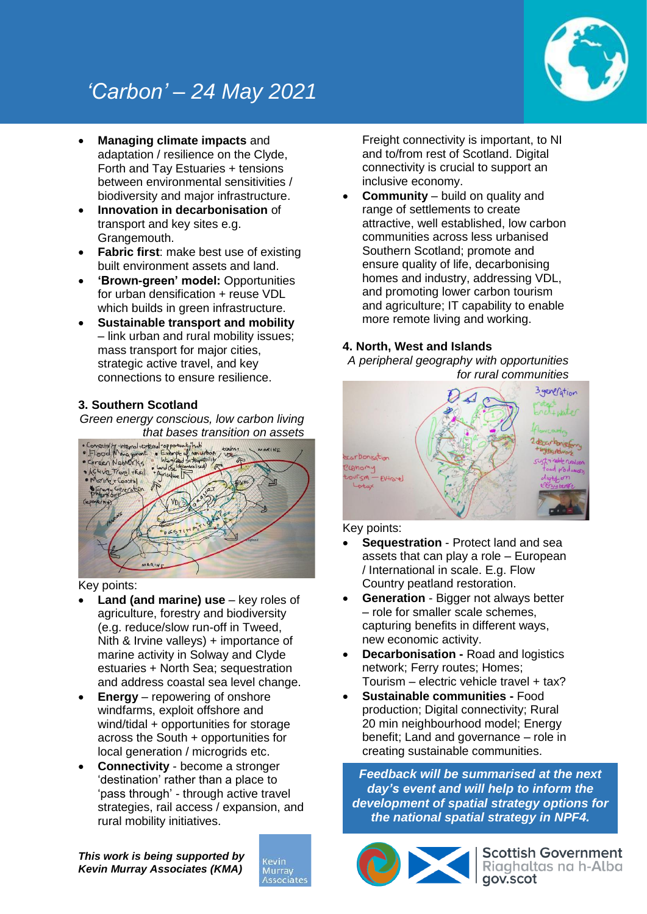# *'Carbon' – 24 May 2021*

- **Managing climate impacts** and adaptation / resilience on the Clyde, Forth and Tay Estuaries + tensions between environmental sensitivities / biodiversity and major infrastructure.
- **Innovation in decarbonisation** of transport and key sites e.g. Grangemouth.
- **Fabric first**: make best use of existing built environment assets and land.
- **'Brown-green' model:** Opportunities for urban densification + reuse VDL which builds in green infrastructure.
- **Sustainable transport and mobility** – link urban and rural mobility issues; mass transport for major cities, strategic active travel, and key connections to ensure resilience.

### 3. Southern Scotland

*Green energy conscious, low carbon living that bases transition on assets*

Key points:

- **Land (and marine) use** – key roles of agriculture, forestry and biodiversity (e.g. reduce/slow run-off in Tweed, Nith & Irvine valleys) + importance of marine activity in Solway and Clyde estuaries + North Sea; sequestration and address coastal sea level change.
- **Energy** – repowering of onshore windfarms, exploit offshore and wind/tidal + opportunities for storage across the South + opportunities for local generation / microgrids etc.
- **Connectivity** - become a stronger 'destination' rather than a place to 'pass through' - through active travel strategies, rail access / expansion, and rural mobility initiatives. Freight connectivity is important, to NI and to/from rest of Scotland. Digital connectivity is crucial to support an inclusive economy.
- **Community** – build on quality and range of settlements to create attractive, well established, low carbon communities across less urbanised Southern Scotland; promote and ensure quality of life, decarbonising homes and industry, addressing VDL, and promoting lower carbon tourism and agriculture; IT capability to enable more remote living and working.

### 4. North, West and Islands

*A peripheral geography with opportunities for rural communities*

Key points:

- **Sequestration** - Protect land and sea assets that can play a role – European / International in scale. E.g. Flow Country peatland restoration.
- **Generation** - Bigger not always better – role for smaller scale schemes, capturing benefits in different ways, new economic activity.
- **Decarbonisation -** Road and logistics network; Ferry routes; Homes; Tourism – electric vehicle travel + tax?
- **Sustainable communities -** Food production; Digital connectivity; Rural 20 min neighbourhood model; Energy benefit; Land and governance – role in creating sustainable communities.

***Feedback will be summarised at the next day's event and will help to inform the development of spatial strategy options for the national spatial strategy in NPF4.***

***This work is being supported by Kevin Murray Associates (KMA)***

Kevin Murray Associates

Scottish Government
Riaghaltas na h-Alba
gov.scot